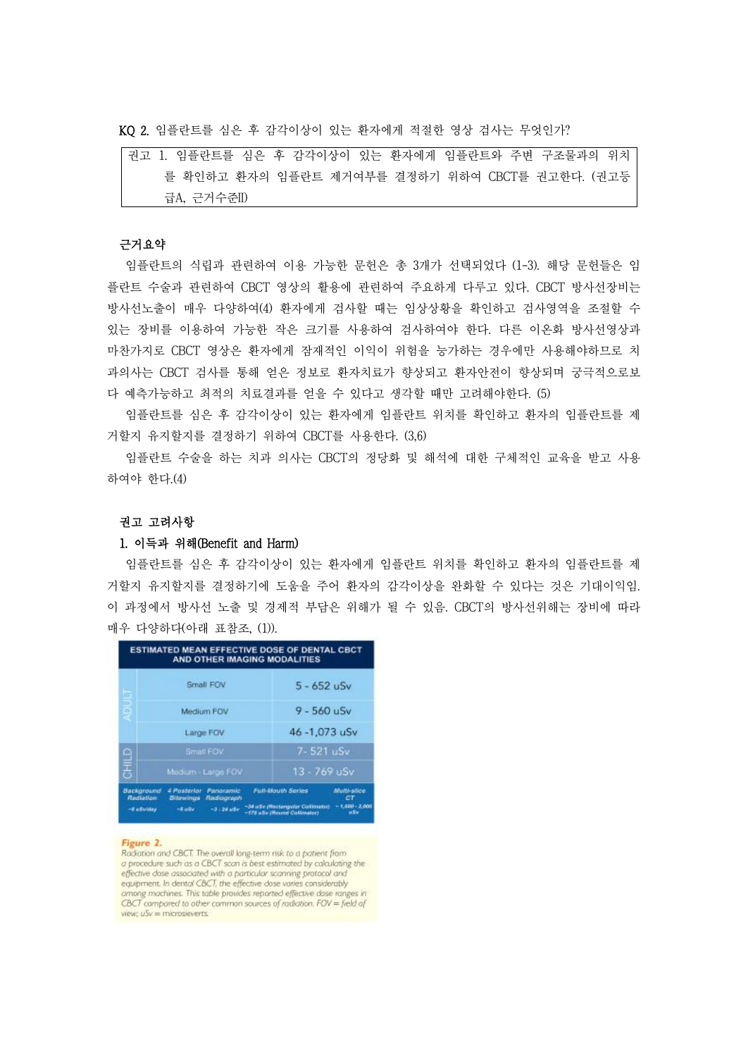KQ 2. 임플란트를 심은 후 감각이상이 있는 환자에게 적절한 영상 검사는 무엇인가?

> 권고 1. 임플란트를 심은 후 감각이상이 있는 환자에게 임플란트와 주변 구조물과의 위치를 확인하고 환자의 임플란트 제거여부를 결정하기 위하여 CBCT를 권고한다. (권고등급A, 근거수준Ⅲ)

### 근거요약

임플란트의 식립과 관련하여 이용 가능한 문헌은 총 3개가 선택되었다 (1-3). 해당 문헌들은 임플란트 수술과 관련하여 CBCT 영상의 활용에 관련하여 주요하게 다루고 있다. CBCT 방사선장비는 방사선노출이 매우 다양하여(4) 환자에게 검사할 때는 임상상황을 확인하고 검사영역을 조절할 수 있는 장비를 이용하여 가능한 작은 크기를 사용하여 검사하여야 한다. 다른 이온화 방사선영상과 마찬가지로 CBCT 영상은 환자에게 잠재적인 이익이 위험을 능가하는 경우에만 사용해야하므로 치과의사는 CBCT 검사를 통해 얻은 정보로 환자치료가 향상되고 환자안전이 향상되며 궁극적으로보다 예측가능하고 최적의 치료결과를 얻을 수 있다고 생각할 때만 고려해야한다. (5)

임플란트를 심은 후 감각이상이 있는 환자에게 임플란트 위치를 확인하고 환자의 임플란트를 제거할지 유지할지를 결정하기 위하여 CBCT를 사용한다. (3,6)

임플란트 수술을 하는 치과 의사는 CBCT의 정당화 및 해석에 대한 구체적인 교육을 받고 사용하여야 한다.(4)

### 권고 고려사항

#### 1. 이득과 위해(Benefit and Harm)

임플란트를 심은 후 감각이상이 있는 환자에게 임플란트 위치를 확인하고 환자의 임플란트를 제거할지 유지할지를 결정하기에 도움을 주어 환자의 감각이상을 완화할 수 있다는 것은 기대이익임. 이 과정에서 방사선 노출 및 경제적 부담은 위해가 될 수 있음. CBCT의 방사선위해는 장비에 따라 매우 다양하다(아래 표참조, (1)).

**ESTIMATED MEAN EFFECTIVE DOSE OF DENTAL CBCT AND OTHER IMAGING MODALITIES**

| | | |
|---|---|---|
| ADULT | Small FOV | 5 - 652 uSv |
| | Medium FOV | 9 - 560 uSv |
| | Large FOV | 46 -1,073 uSv |
| CHILD | Small FOV | 7- 521 uSv |
| | Medium - Large FOV | 13 - 769 uSv |

| Background Radiation | 4 Posterior Bitewings | Panoramic Radiograph | Full-Mouth Series | Multi-slice CT |
|---|---|---|---|---|
| ~8 uSv/day | ~5 uSv | ~3 - 24 uSv | ~34 uSv (Rectangular Collimator) ~170 uSv (Round Collimator) | ~1,000 - 2,000 uSv |

**Figure 2.**
Radiation and CBCT. The overall long-term risk to a patient from a procedure such as a CBCT scan is best estimated by calculating the effective dose associated with a particular scanning protocol and equipment. In dental CBCT, the effective dose varies considerably among machines. This table provides reported effective dose ranges in CBCT compared to other common sources of radiation. FOV = field of view; uSv = microsieverts.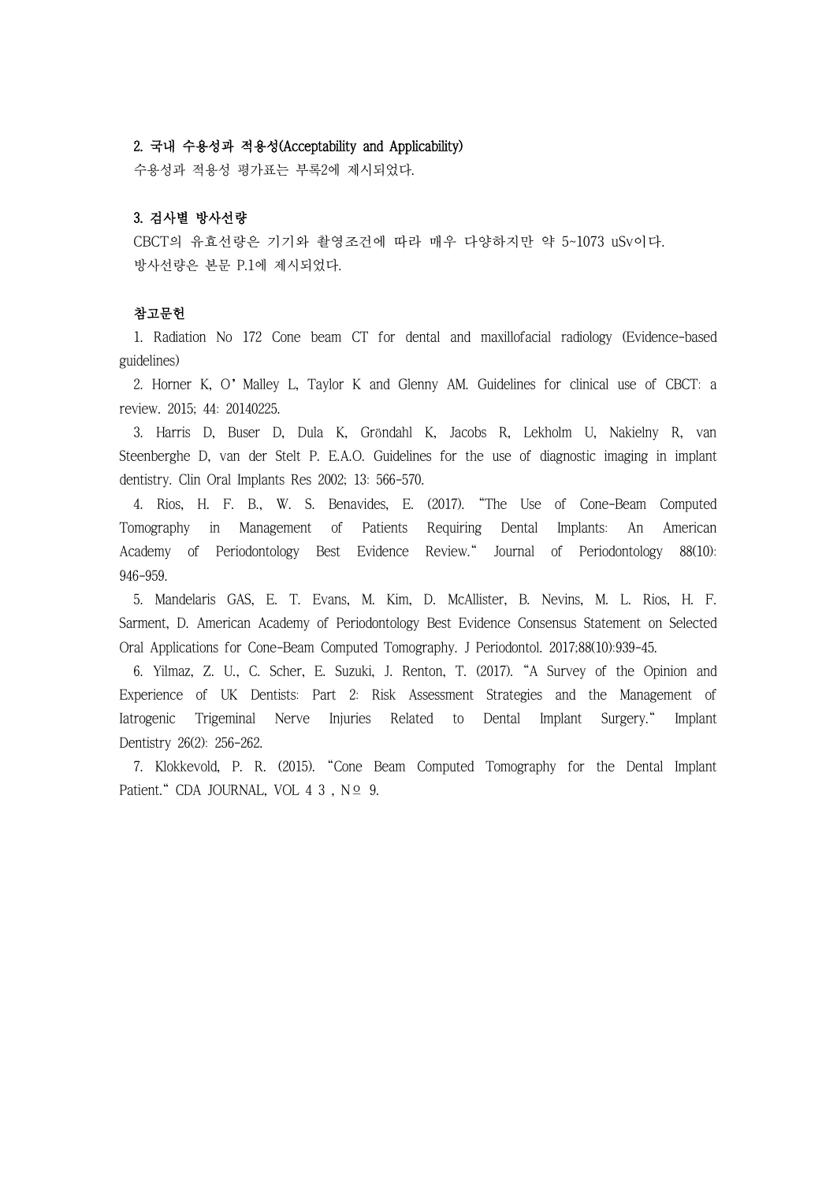### 2. 국내 수용성과 적용성(Acceptability and Applicability)

수용성과 적용성 평가표는 부록2에 제시되었다.

### 3. 검사별 방사선량

CBCT의 유효선량은 기기와 촬영조건에 따라 매우 다양하지만 약 5~1073 uSv이다.
방사선량은 본문 P.1에 제시되었다.

### 참고문헌

1. Radiation No 172 Cone beam CT for dental and maxillofacial radiology (Evidence-based guidelines)
2. Horner K, O'Malley L, Taylor K and Glenny AM. Guidelines for clinical use of CBCT: a review. 2015; 44: 20140225.
3. Harris D, Buser D, Dula K, Gröndahl K, Jacobs R, Lekholm U, Nakielny R, van Steenberghe D, van der Stelt P. E.A.O. Guidelines for the use of diagnostic imaging in implant dentistry. Clin Oral Implants Res 2002; 13: 566-570.
4. Rios, H. F. B., W. S. Benavides, E. (2017). "The Use of Cone-Beam Computed Tomography in Management of Patients Requiring Dental Implants: An American Academy of Periodontology Best Evidence Review." Journal of Periodontology 88(10): 946-959.
5. Mandelaris GAS, E. T. Evans, M. Kim, D. McAllister, B. Nevins, M. L. Rios, H. F. Sarment, D. American Academy of Periodontology Best Evidence Consensus Statement on Selected Oral Applications for Cone-Beam Computed Tomography. J Periodontol. 2017;88(10):939-45.
6. Yilmaz, Z. U., C. Scher, E. Suzuki, J. Renton, T. (2017). "A Survey of the Opinion and Experience of UK Dentists: Part 2: Risk Assessment Strategies and the Management of Iatrogenic Trigeminal Nerve Injuries Related to Dental Implant Surgery." Implant Dentistry 26(2): 256-262.
7. Klokkevold, P. R. (2015). "Cone Beam Computed Tomography for the Dental Implant Patient." CDA JOURNAL, VOL 4 3 , N º 9.